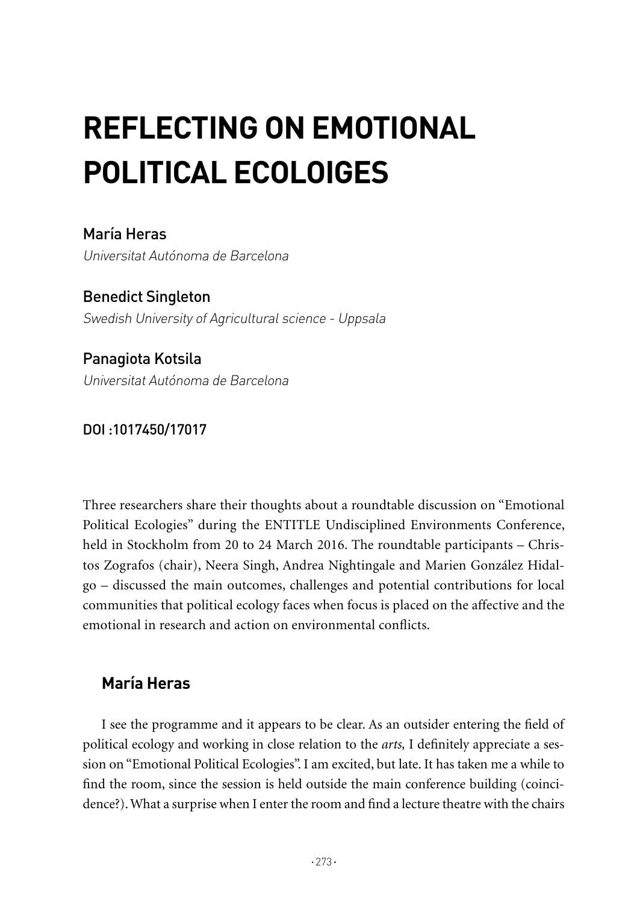# REFLECTING ON EMOTIONAL POLITICAL ECOLOIGES

María Heras
*Universitat Autónoma de Barcelona*

Benedict Singleton
*Swedish University of Agricultural science - Uppsala*

Panagiota Kotsila
*Universitat Autónoma de Barcelona*

DOI :1017450/17017

Three researchers share their thoughts about a roundtable discussion on "Emotional Political Ecologies" during the ENTITLE Undisciplined Environments Conference, held in Stockholm from 20 to 24 March 2016. The roundtable participants – Christos Zografos (chair), Neera Singh, Andrea Nightingale and Marien González Hidalgo – discussed the main outcomes, challenges and potential contributions for local communities that political ecology faces when focus is placed on the affective and the emotional in research and action on environmental conflicts.

## María Heras

I see the programme and it appears to be clear. As an outsider entering the field of political ecology and working in close relation to the *arts,* I definitely appreciate a session on "Emotional Political Ecologies". I am excited, but late. It has taken me a while to find the room, since the session is held outside the main conference building (coincidence?). What a surprise when I enter the room and find a lecture theatre with the chairs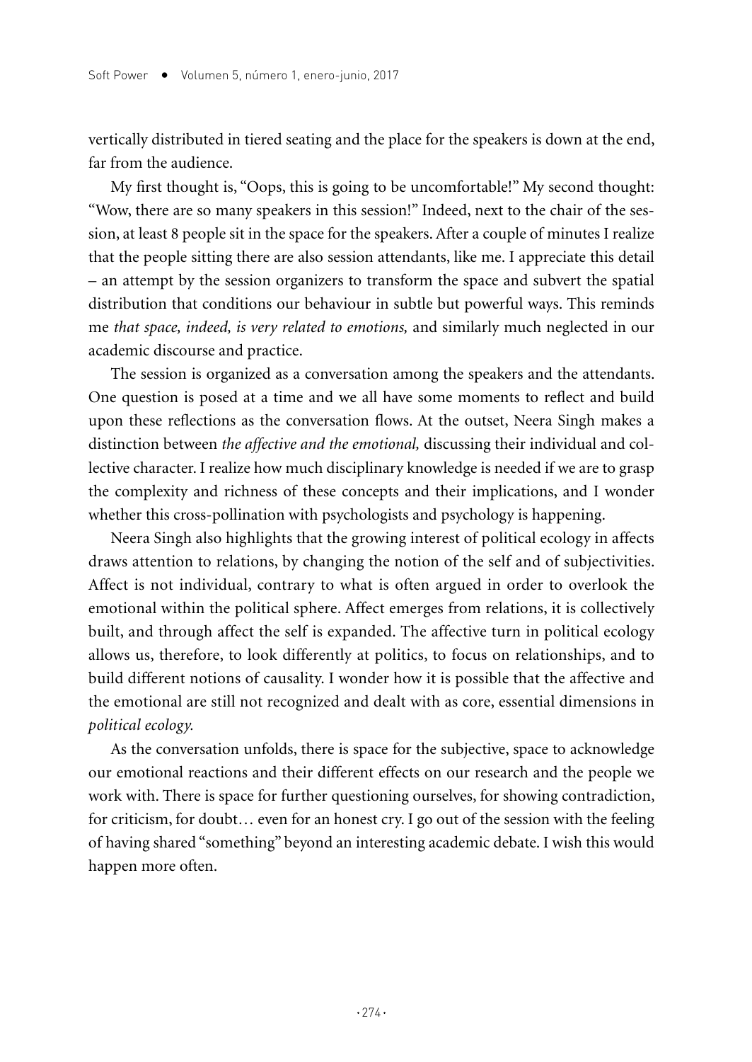vertically distributed in tiered seating and the place for the speakers is down at the end, far from the audience.

My first thought is, "Oops, this is going to be uncomfortable!" My second thought: "Wow, there are so many speakers in this session!" Indeed, next to the chair of the session, at least 8 people sit in the space for the speakers. After a couple of minutes I realize that the people sitting there are also session attendants, like me. I appreciate this detail – an attempt by the session organizers to transform the space and subvert the spatial distribution that conditions our behaviour in subtle but powerful ways. This reminds me *that space, indeed, is very related to emotions,* and similarly much neglected in our academic discourse and practice.

The session is organized as a conversation among the speakers and the attendants. One question is posed at a time and we all have some moments to reflect and build upon these reflections as the conversation flows. At the outset, Neera Singh makes a distinction between *the affective and the emotional,* discussing their individual and collective character. I realize how much disciplinary knowledge is needed if we are to grasp the complexity and richness of these concepts and their implications, and I wonder whether this cross-pollination with psychologists and psychology is happening.

Neera Singh also highlights that the growing interest of political ecology in affects draws attention to relations, by changing the notion of the self and of subjectivities. Affect is not individual, contrary to what is often argued in order to overlook the emotional within the political sphere. Affect emerges from relations, it is collectively built, and through affect the self is expanded. The affective turn in political ecology allows us, therefore, to look differently at politics, to focus on relationships, and to build different notions of causality. I wonder how it is possible that the affective and the emotional are still not recognized and dealt with as core, essential dimensions in *political ecology.*

As the conversation unfolds, there is space for the subjective, space to acknowledge our emotional reactions and their different effects on our research and the people we work with. There is space for further questioning ourselves, for showing contradiction, for criticism, for doubt… even for an honest cry. I go out of the session with the feeling of having shared "something" beyond an interesting academic debate. I wish this would happen more often.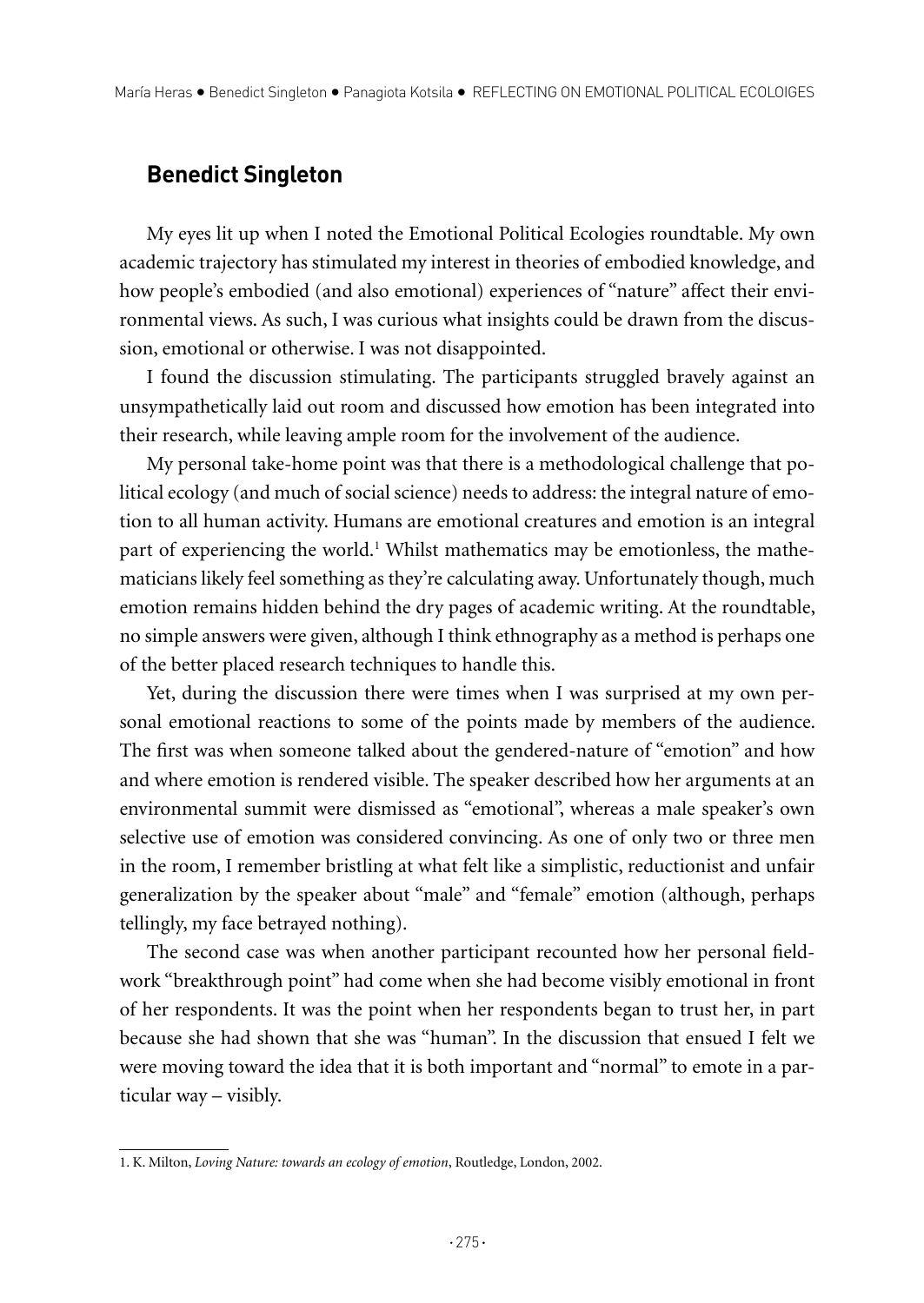## Benedict Singleton

My eyes lit up when I noted the Emotional Political Ecologies roundtable. My own academic trajectory has stimulated my interest in theories of embodied knowledge, and how people's embodied (and also emotional) experiences of "nature" affect their environmental views. As such, I was curious what insights could be drawn from the discussion, emotional or otherwise. I was not disappointed.

I found the discussion stimulating. The participants struggled bravely against an unsympathetically laid out room and discussed how emotion has been integrated into their research, while leaving ample room for the involvement of the audience.

My personal take-home point was that there is a methodological challenge that political ecology (and much of social science) needs to address: the integral nature of emotion to all human activity. Humans are emotional creatures and emotion is an integral part of experiencing the world.[1] Whilst mathematics may be emotionless, the mathematicians likely feel something as they're calculating away. Unfortunately though, much emotion remains hidden behind the dry pages of academic writing. At the roundtable, no simple answers were given, although I think ethnography as a method is perhaps one of the better placed research techniques to handle this.

Yet, during the discussion there were times when I was surprised at my own personal emotional reactions to some of the points made by members of the audience. The first was when someone talked about the gendered-nature of "emotion" and how and where emotion is rendered visible. The speaker described how her arguments at an environmental summit were dismissed as "emotional", whereas a male speaker's own selective use of emotion was considered convincing. As one of only two or three men in the room, I remember bristling at what felt like a simplistic, reductionist and unfair generalization by the speaker about "male" and "female" emotion (although, perhaps tellingly, my face betrayed nothing).

The second case was when another participant recounted how her personal fieldwork "breakthrough point" had come when she had become visibly emotional in front of her respondents. It was the point when her respondents began to trust her, in part because she had shown that she was "human". In the discussion that ensued I felt we were moving toward the idea that it is both important and "normal" to emote in a particular way – visibly.

---

1. K. Milton, *Loving Nature: towards an ecology of emotion*, Routledge, London, 2002.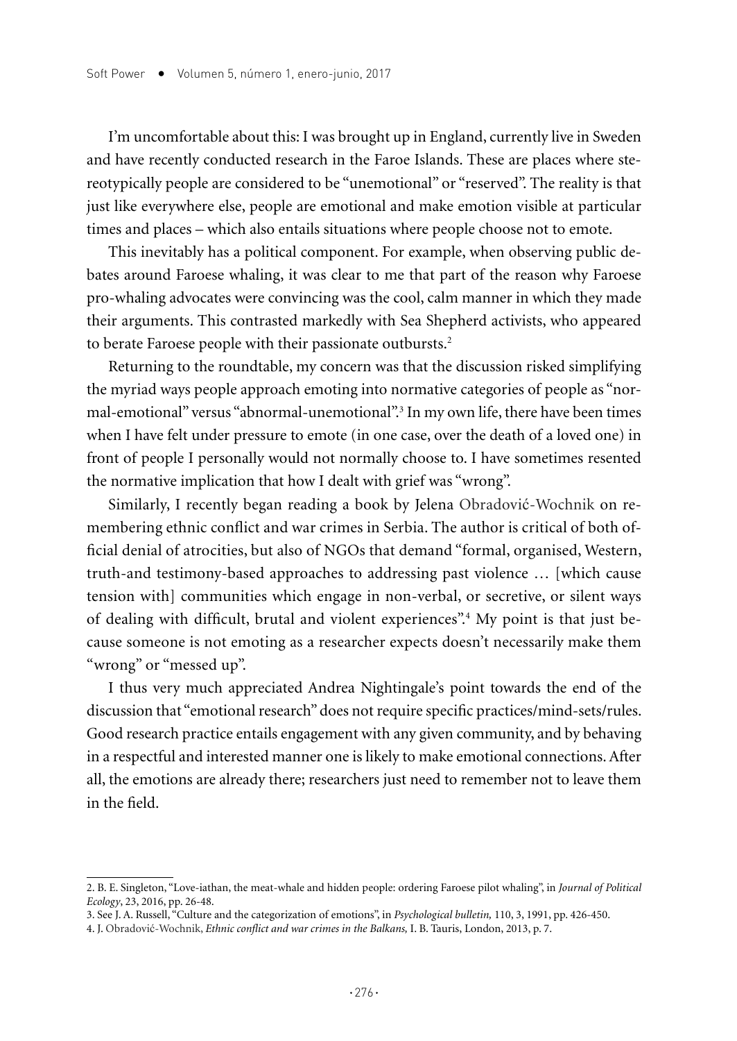I'm uncomfortable about this: I was brought up in England, currently live in Sweden and have recently conducted research in the Faroe Islands. These are places where stereotypically people are considered to be "unemotional" or "reserved". The reality is that just like everywhere else, people are emotional and make emotion visible at particular times and places – which also entails situations where people choose not to emote.

This inevitably has a political component. For example, when observing public debates around Faroese whaling, it was clear to me that part of the reason why Faroese pro-whaling advocates were convincing was the cool, calm manner in which they made their arguments. This contrasted markedly with Sea Shepherd activists, who appeared to berate Faroese people with their passionate outbursts.[2]

Returning to the roundtable, my concern was that the discussion risked simplifying the myriad ways people approach emoting into normative categories of people as "normal-emotional" versus "abnormal-unemotional".[3] In my own life, there have been times when I have felt under pressure to emote (in one case, over the death of a loved one) in front of people I personally would not normally choose to. I have sometimes resented the normative implication that how I dealt with grief was "wrong".

Similarly, I recently began reading a book by Jelena Obradović-Wochnik on remembering ethnic conflict and war crimes in Serbia. The author is critical of both official denial of atrocities, but also of NGOs that demand "formal, organised, Western, truth-and testimony-based approaches to addressing past violence … [which cause tension with] communities which engage in non-verbal, or secretive, or silent ways of dealing with difficult, brutal and violent experiences".[4] My point is that just because someone is not emoting as a researcher expects doesn't necessarily make them "wrong" or "messed up".

I thus very much appreciated Andrea Nightingale's point towards the end of the discussion that "emotional research" does not require specific practices/mind-sets/rules. Good research practice entails engagement with any given community, and by behaving in a respectful and interested manner one is likely to make emotional connections. After all, the emotions are already there; researchers just need to remember not to leave them in the field.

---

2. B. E. Singleton, "Love-iathan, the meat-whale and hidden people: ordering Faroese pilot whaling", in *Journal of Political Ecology*, 23, 2016, pp. 26-48.

3. See J. A. Russell, "Culture and the categorization of emotions", in *Psychological bulletin,* 110, 3, 1991, pp. 426-450.

4. J. Obradović-Wochnik, *Ethnic conflict and war crimes in the Balkans,* I. B. Tauris, London, 2013, p. 7.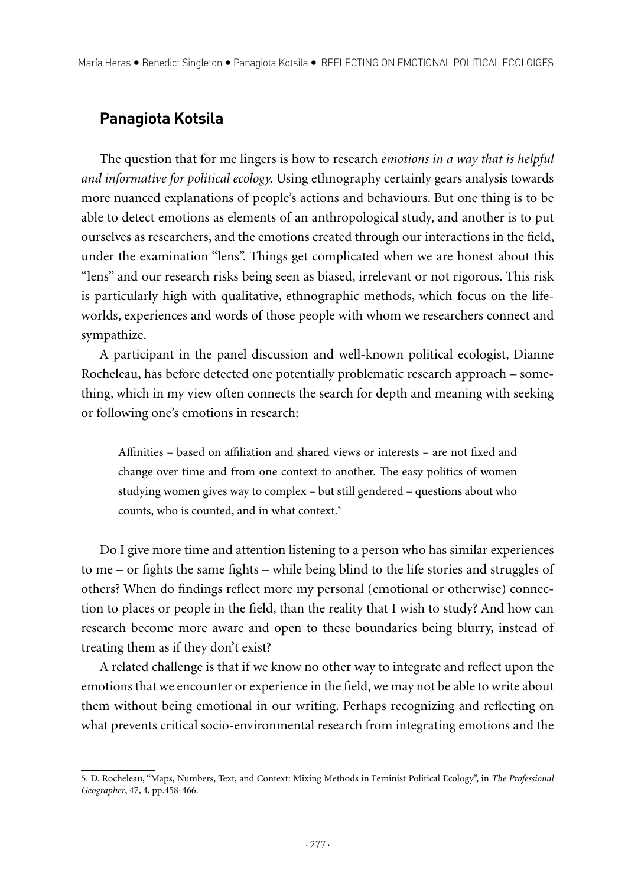## Panagiota Kotsila

The question that for me lingers is how to research *emotions in a way that is helpful and informative for political ecology.* Using ethnography certainly gears analysis towards more nuanced explanations of people's actions and behaviours. But one thing is to be able to detect emotions as elements of an anthropological study, and another is to put ourselves as researchers, and the emotions created through our interactions in the field, under the examination "lens". Things get complicated when we are honest about this "lens" and our research risks being seen as biased, irrelevant or not rigorous. This risk is particularly high with qualitative, ethnographic methods, which focus on the life-worlds, experiences and words of those people with whom we researchers connect and sympathize.

A participant in the panel discussion and well-known political ecologist, Dianne Rocheleau, has before detected one potentially problematic research approach – something, which in my view often connects the search for depth and meaning with seeking or following one's emotions in research:

> Affinities – based on affiliation and shared views or interests – are not fixed and change over time and from one context to another. The easy politics of women studying women gives way to complex – but still gendered – questions about who counts, who is counted, and in what context.[5]

Do I give more time and attention listening to a person who has similar experiences to me – or fights the same fights – while being blind to the life stories and struggles of others? When do findings reflect more my personal (emotional or otherwise) connection to places or people in the field, than the reality that I wish to study? And how can research become more aware and open to these boundaries being blurry, instead of treating them as if they don't exist?

A related challenge is that if we know no other way to integrate and reflect upon the emotions that we encounter or experience in the field, we may not be able to write about them without being emotional in our writing. Perhaps recognizing and reflecting on what prevents critical socio-environmental research from integrating emotions and the

---

5. D. Rocheleau, "Maps, Numbers, Text, and Context: Mixing Methods in Feminist Political Ecology", in *The Professional Geographer*, 47, 4, pp.458-466.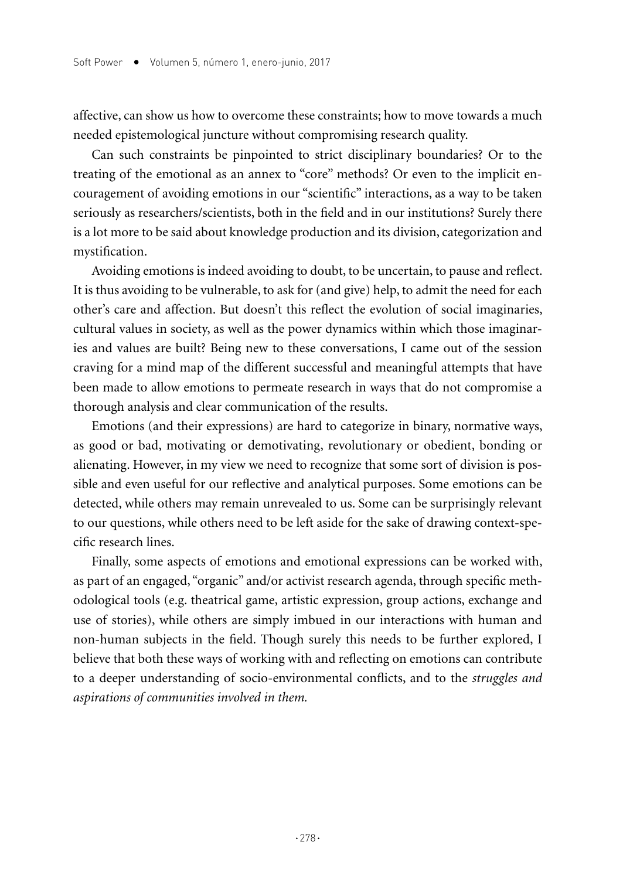affective, can show us how to overcome these constraints; how to move towards a much needed epistemological juncture without compromising research quality.

Can such constraints be pinpointed to strict disciplinary boundaries? Or to the treating of the emotional as an annex to "core" methods? Or even to the implicit encouragement of avoiding emotions in our "scientific" interactions, as a way to be taken seriously as researchers/scientists, both in the field and in our institutions? Surely there is a lot more to be said about knowledge production and its division, categorization and mystification.

Avoiding emotions is indeed avoiding to doubt, to be uncertain, to pause and reflect. It is thus avoiding to be vulnerable, to ask for (and give) help, to admit the need for each other's care and affection. But doesn't this reflect the evolution of social imaginaries, cultural values in society, as well as the power dynamics within which those imaginaries and values are built? Being new to these conversations, I came out of the session craving for a mind map of the different successful and meaningful attempts that have been made to allow emotions to permeate research in ways that do not compromise a thorough analysis and clear communication of the results.

Emotions (and their expressions) are hard to categorize in binary, normative ways, as good or bad, motivating or demotivating, revolutionary or obedient, bonding or alienating. However, in my view we need to recognize that some sort of division is possible and even useful for our reflective and analytical purposes. Some emotions can be detected, while others may remain unrevealed to us. Some can be surprisingly relevant to our questions, while others need to be left aside for the sake of drawing context-specific research lines.

Finally, some aspects of emotions and emotional expressions can be worked with, as part of an engaged, "organic" and/or activist research agenda, through specific methodological tools (e.g. theatrical game, artistic expression, group actions, exchange and use of stories), while others are simply imbued in our interactions with human and non-human subjects in the field. Though surely this needs to be further explored, I believe that both these ways of working with and reflecting on emotions can contribute to a deeper understanding of socio-environmental conflicts, and to the *struggles and aspirations of communities involved in them.*